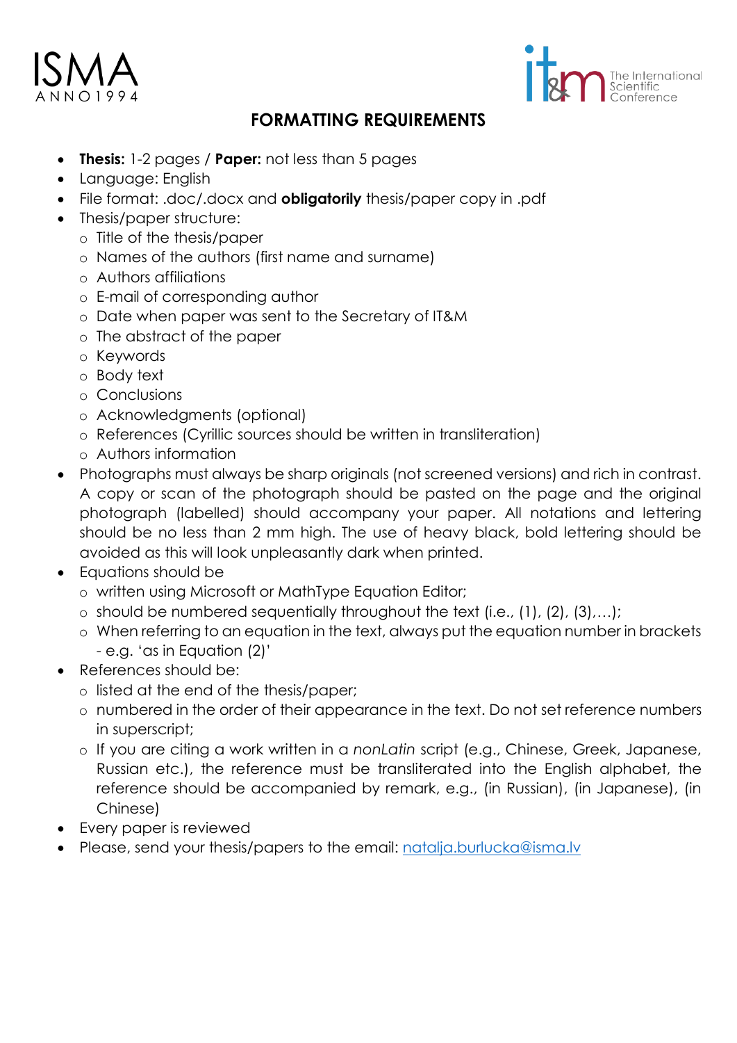# FORMATTING REQUIREMENTS

- **Thesis:** 1-2 pages / **Paper:** not less than 5 pages
- Language: English
- File format: .doc/.docx and **obligatorily** thesis/paper copy in .pdf
- Thesis/paper structure:
  - Title of the thesis/paper
  - Names of the authors (first name and surname)
  - Authors affiliations
  - E-mail of corresponding author
  - Date when paper was sent to the Secretary of IT&M
  - The abstract of the paper
  - Keywords
  - Body text
  - Conclusions
  - Acknowledgments (optional)
  - References (Cyrillic sources should be written in transliteration)
  - Authors information
- Photographs must always be sharp originals (not screened versions) and rich in contrast. A copy or scan of the photograph should be pasted on the page and the original photograph (labelled) should accompany your paper. All notations and lettering should be no less than 2 mm high. The use of heavy black, bold lettering should be avoided as this will look unpleasantly dark when printed.
- Equations should be
  - written using Microsoft or MathType Equation Editor;
  - should be numbered sequentially throughout the text (i.e., (1), (2), (3),…);
  - When referring to an equation in the text, always put the equation number in brackets - e.g. 'as in Equation (2)'
- References should be:
  - listed at the end of the thesis/paper;
  - numbered in the order of their appearance in the text. Do not set reference numbers in superscript;
  - If you are citing a work written in a *nonLatin* script (e.g., Chinese, Greek, Japanese, Russian etc.), the reference must be transliterated into the English alphabet, the reference should be accompanied by remark, e.g., (in Russian), (in Japanese), (in Chinese)
- Every paper is reviewed
- Please, send your thesis/papers to the email: natalja.burlucka@isma.lv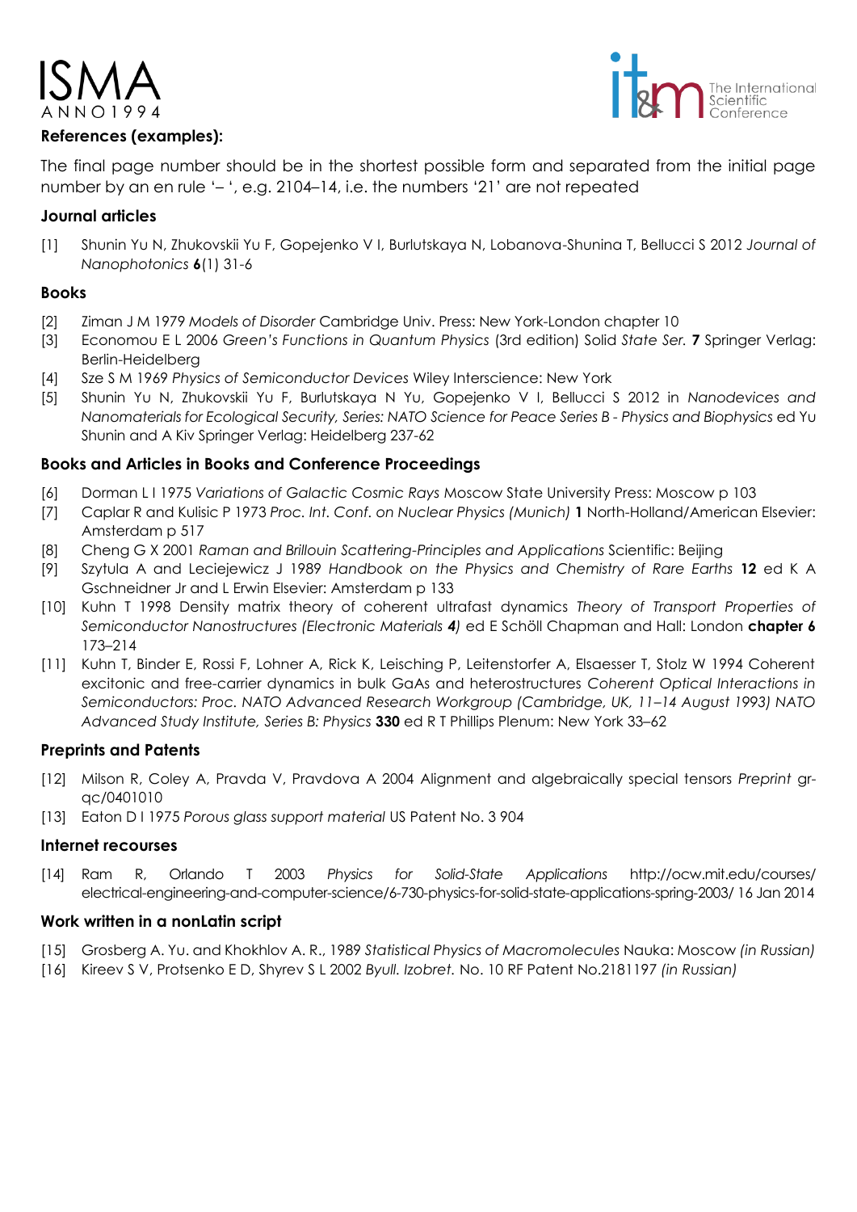**References (examples):**

The final page number should be in the shortest possible form and separated from the initial page number by an en rule '– ', e.g. 2104–14, i.e. the numbers '21' are not repeated

**Journal articles**

[1] Shunin Yu N, Zhukovskii Yu F, Gopejenko V I, Burlutskaya N, Lobanova-Shunina T, Bellucci S 2012 *Journal of Nanophotonics* **6**(1) 31-6

**Books**

[2] Ziman J M 1979 *Models of Disorder* Cambridge Univ. Press: New York-London chapter 10

[3] Economou E L 2006 *Green's Functions in Quantum Physics* (3rd edition) Solid *State Ser.* **7** Springer Verlag: Berlin-Heidelberg

[4] Sze S M 1969 *Physics of Semiconductor Devices* Wiley Interscience: New York

[5] Shunin Yu N, Zhukovskii Yu F, Burlutskaya N Yu, Gopejenko V I, Bellucci S 2012 in *Nanodevices and Nanomaterials for Ecological Security, Series: NATO Science for Peace Series B - Physics and Biophysics* ed Yu Shunin and A Kiv Springer Verlag: Heidelberg 237-62

**Books and Articles in Books and Conference Proceedings**

[6] Dorman L I 1975 *Variations of Galactic Cosmic Rays* Moscow State University Press: Moscow p 103

[7] Caplar R and Kulisic P 1973 *Proc. Int. Conf. on Nuclear Physics (Munich)* **1** North-Holland/American Elsevier: Amsterdam p 517

[8] Cheng G X 2001 *Raman and Brillouin Scattering-Principles and Applications* Scientific: Beijing

[9] Szytula A and Leciejewicz J 1989 *Handbook on the Physics and Chemistry of Rare Earths* **12** ed K A Gschneidner Jr and L Erwin Elsevier: Amsterdam p 133

[10] Kuhn T 1998 Density matrix theory of coherent ultrafast dynamics *Theory of Transport Properties of Semiconductor Nanostructures (Electronic Materials **4**)* ed E Schöll Chapman and Hall: London **chapter 6** 173–214

[11] Kuhn T, Binder E, Rossi F, Lohner A, Rick K, Leisching P, Leitenstorfer A, Elsaesser T, Stolz W 1994 Coherent excitonic and free-carrier dynamics in bulk GaAs and heterostructures *Coherent Optical Interactions in Semiconductors: Proc. NATO Advanced Research Workgroup (Cambridge, UK, 11–14 August 1993) NATO Advanced Study Institute, Series B: Physics* **330** ed R T Phillips Plenum: New York 33–62

**Preprints and Patents**

[12] Milson R, Coley A, Pravda V, Pravdova A 2004 Alignment and algebraically special tensors *Preprint* gr-qc/0401010

[13] Eaton D I 1975 *Porous glass support material* US Patent No. 3 904

**Internet recourses**

[14] Ram R, Orlando T 2003 *Physics for Solid-State Applications* http://ocw.mit.edu/courses/electrical-engineering-and-computer-science/6-730-physics-for-solid-state-applications-spring-2003/ 16 Jan 2014

**Work written in a nonLatin script**

[15] Grosberg A. Yu. and Khokhlov A. R., 1989 *Statistical Physics of Macromolecules* Nauka: Moscow *(in Russian)*

[16] Kireev S V, Protsenko E D, Shyrev S L 2002 *Byull. Izobret.* No. 10 RF Patent No.2181197 *(in Russian)*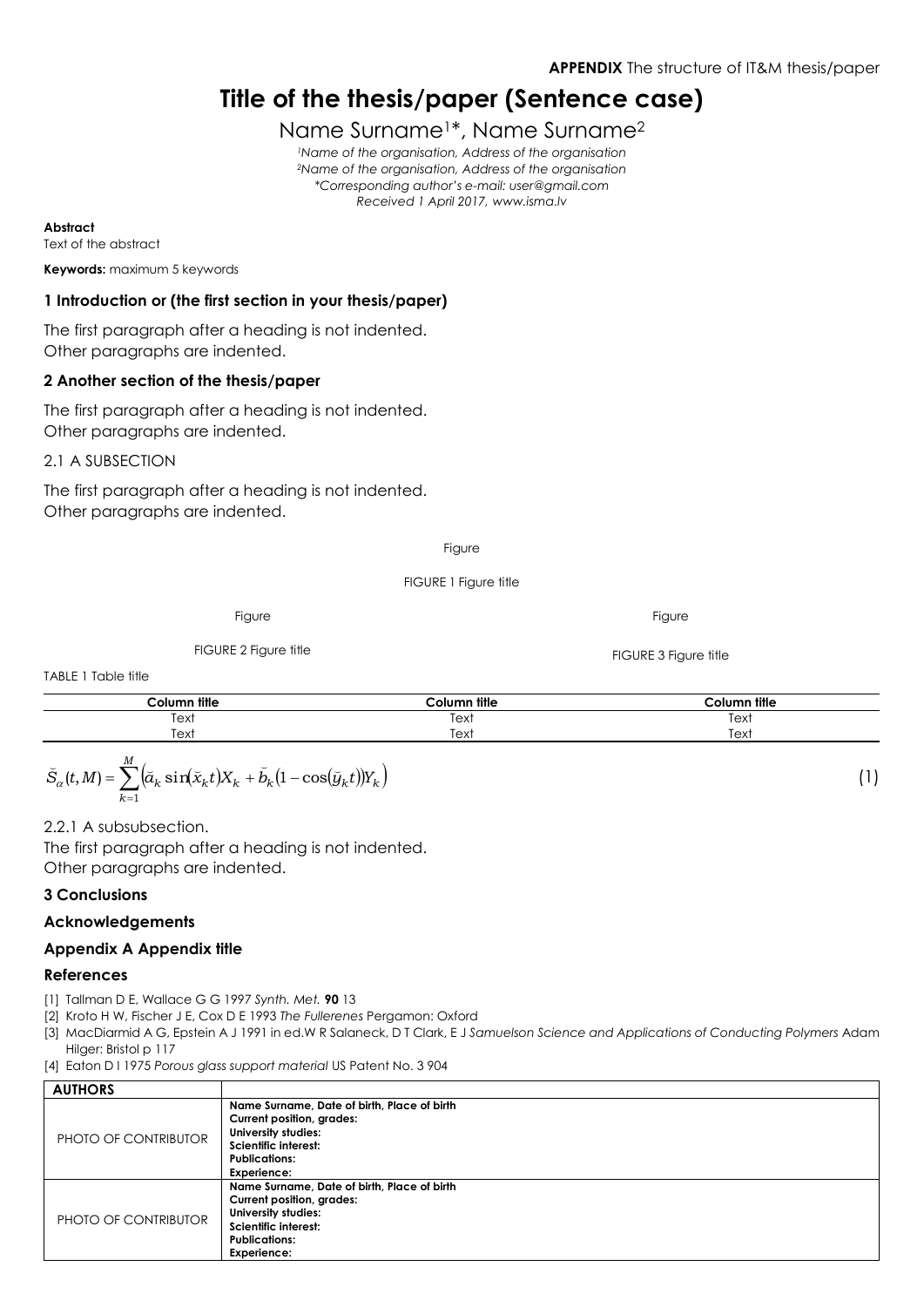**APPENDIX** The structure of IT&M thesis/paper

# Title of the thesis/paper (Sentence case)

Name Surname[1]*, Name Surname[2]

[1]*Name of the organisation, Address of the organisation*
[2]*Name of the organisation, Address of the organisation*
*\*Corresponding author's e-mail: user@gmail.com*
*Received 1 April 2017, www.isma.lv*

**Abstract**
Text of the abstract

**Keywords:** maximum 5 keywords

## 1 Introduction or (the first section in your thesis/paper)

The first paragraph after a heading is not indented.
Other paragraphs are indented.

## 2 Another section of the thesis/paper

The first paragraph after a heading is not indented.
Other paragraphs are indented.

### 2.1 A SUBSECTION

The first paragraph after a heading is not indented.
Other paragraphs are indented.

Figure

FIGURE 1 Figure title

Figure

FIGURE 2 Figure title

Figure

FIGURE 3 Figure title

TABLE 1 Table title

| Column title | Column title | Column title |
|---|---|---|
| Text | Text | Text |
| Text | Text | Text |

$$\breve{S}_{\alpha}(t,M) = \sum_{k=1}^{M}\left(\breve{a}_k \sin(\breve{x}_k t)X_k + \breve{b}_k\left(1-\cos(\breve{y}_k t)\right)Y_k\right) \tag{1}$$

#### 2.2.1 A subsubsection.

The first paragraph after a heading is not indented.
Other paragraphs are indented.

## 3 Conclusions

## Acknowledgements

## Appendix A Appendix title

## References

[1] Tallman D E, Wallace G G 1997 *Synth. Met.* **90** 13

[2] Kroto H W, Fischer J E, Cox D E 1993 *The Fullerenes* Pergamon: Oxford

[3] MacDiarmid A G, Epstein A J 1991 in ed.W R Salaneck, D T Clark, E J *Samuelson Science and Applications of Conducting Polymers* Adam Hilger: Bristol p 117

[4] Eaton D I 1975 *Porous glass support material* US Patent No. 3 904

| AUTHORS | |
|---|---|
| PHOTO OF CONTRIBUTOR | **Name Surname, Date of birth, Place of birth**<br>**Current position, grades:**<br>**University studies:**<br>**Scientific interest:**<br>**Publications:**<br>**Experience:** |
| PHOTO OF CONTRIBUTOR | **Name Surname, Date of birth, Place of birth**<br>**Current position, grades:**<br>**University studies:**<br>**Scientific interest:**<br>**Publications:**<br>**Experience:** |